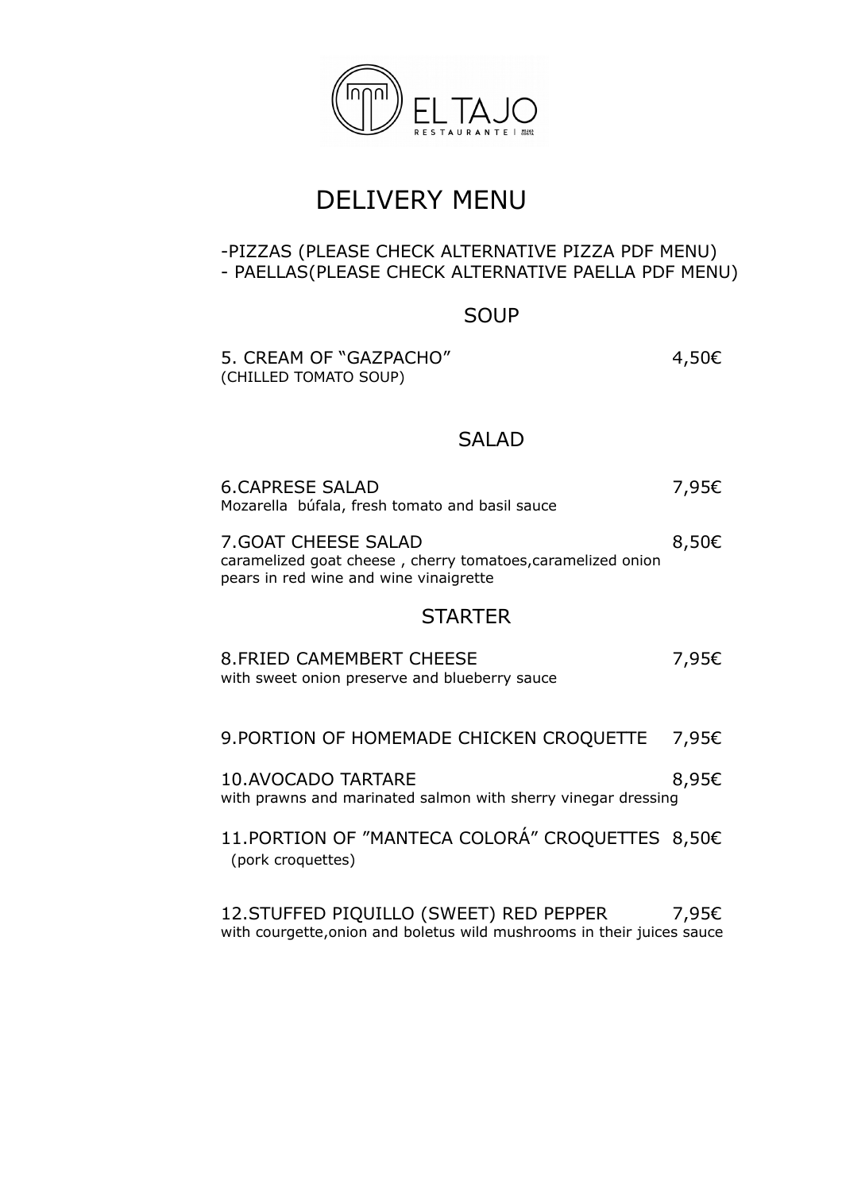EL TAJO
RESTAURANTE

# DELIVERY MENU

-PIZZAS (PLEASE CHECK ALTERNATIVE PIZZA PDF MENU)
- PAELLAS(PLEASE CHECK ALTERNATIVE PAELLA PDF MENU)

## SOUP

5. CREAM OF "GAZPACHO" 4,50€
(CHILLED TOMATO SOUP)

## SALAD

6.CAPRESE SALAD 7,95€
Mozarella búfala, fresh tomato and basil sauce

7.GOAT CHEESE SALAD 8,50€
caramelized goat cheese , cherry tomatoes,caramelized onion pears in red wine and wine vinaigrette

## STARTER

8.FRIED CAMEMBERT CHEESE 7,95€
with sweet onion preserve and blueberry sauce

9.PORTION OF HOMEMADE CHICKEN CROQUETTE 7,95€

10.AVOCADO TARTARE 8,95€
with prawns and marinated salmon with sherry vinegar dressing

11.PORTION OF "MANTECA COLORÁ" CROQUETTES 8,50€
(pork croquettes)

12.STUFFED PIQUILLO (SWEET) RED PEPPER 7,95€
with courgette,onion and boletus wild mushrooms in their juices sauce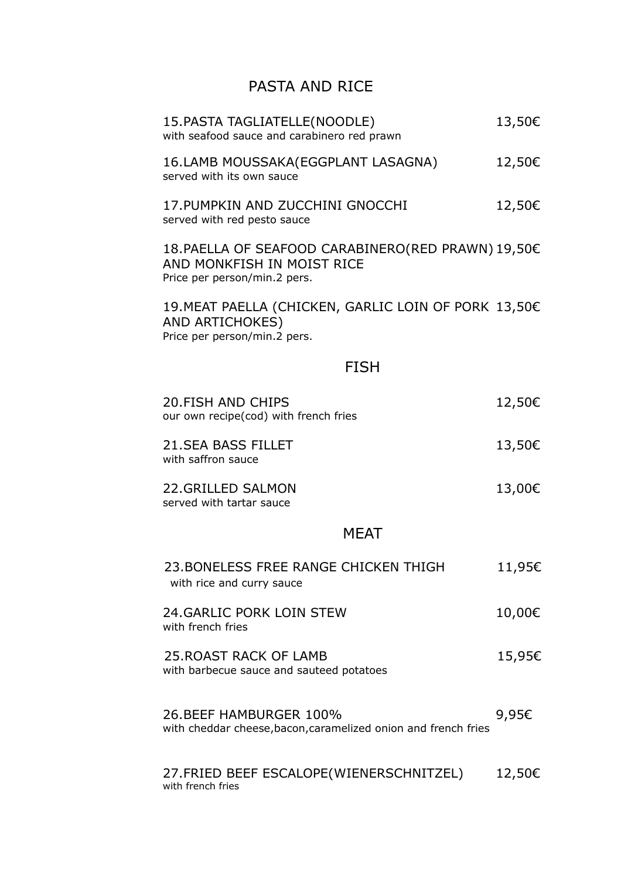## PASTA AND RICE

**15.PASTA TAGLIATELLE(NOODLE)** 13,50€
with seafood sauce and carabinero red prawn

**16.LAMB MOUSSAKA(EGGPLANT LASAGNA)** 12,50€
served with its own sauce

**17.PUMPKIN AND ZUCCHINI GNOCCHI** 12,50€
served with red pesto sauce

**18.PAELLA OF SEAFOOD CARABINERO(RED PRAWN) AND MONKFISH IN MOIST RICE** 19,50€
Price per person/min.2 pers.

**19.MEAT PAELLA (CHICKEN, GARLIC LOIN OF PORK AND ARTICHOKES)** 13,50€
Price per person/min.2 pers.

## FISH

**20.FISH AND CHIPS** 12,50€
our own recipe(cod) with french fries

**21.SEA BASS FILLET** 13,50€
with saffron sauce

**22.GRILLED SALMON** 13,00€
served with tartar sauce

## MEAT

**23.BONELESS FREE RANGE CHICKEN THIGH** 11,95€
with rice and curry sauce

**24.GARLIC PORK LOIN STEW** 10,00€
with french fries

**25.ROAST RACK OF LAMB** 15,95€
with barbecue sauce and sauteed potatoes

**26.BEEF HAMBURGER 100%** 9,95€
with cheddar cheese,bacon,caramelized onion and french fries

**27.FRIED BEEF ESCALOPE(WIENERSCHNITZEL)** 12,50€
with french fries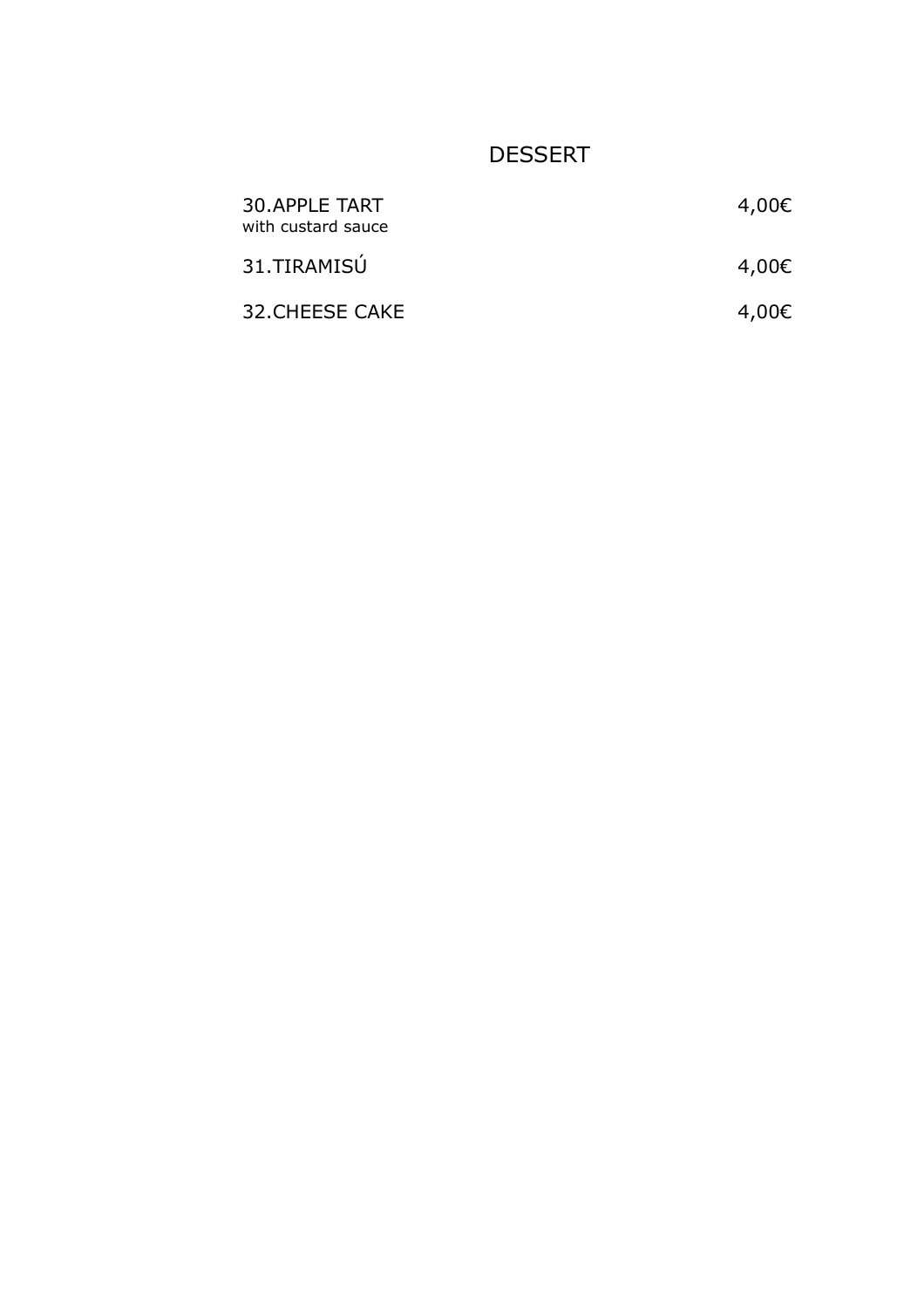# DESSERT

| | |
|---|---|
| 30.APPLE TART<br>with custard sauce | 4,00€ |
| 31.TIRAMISÚ | 4,00€ |
| 32.CHEESE CAKE | 4,00€ |